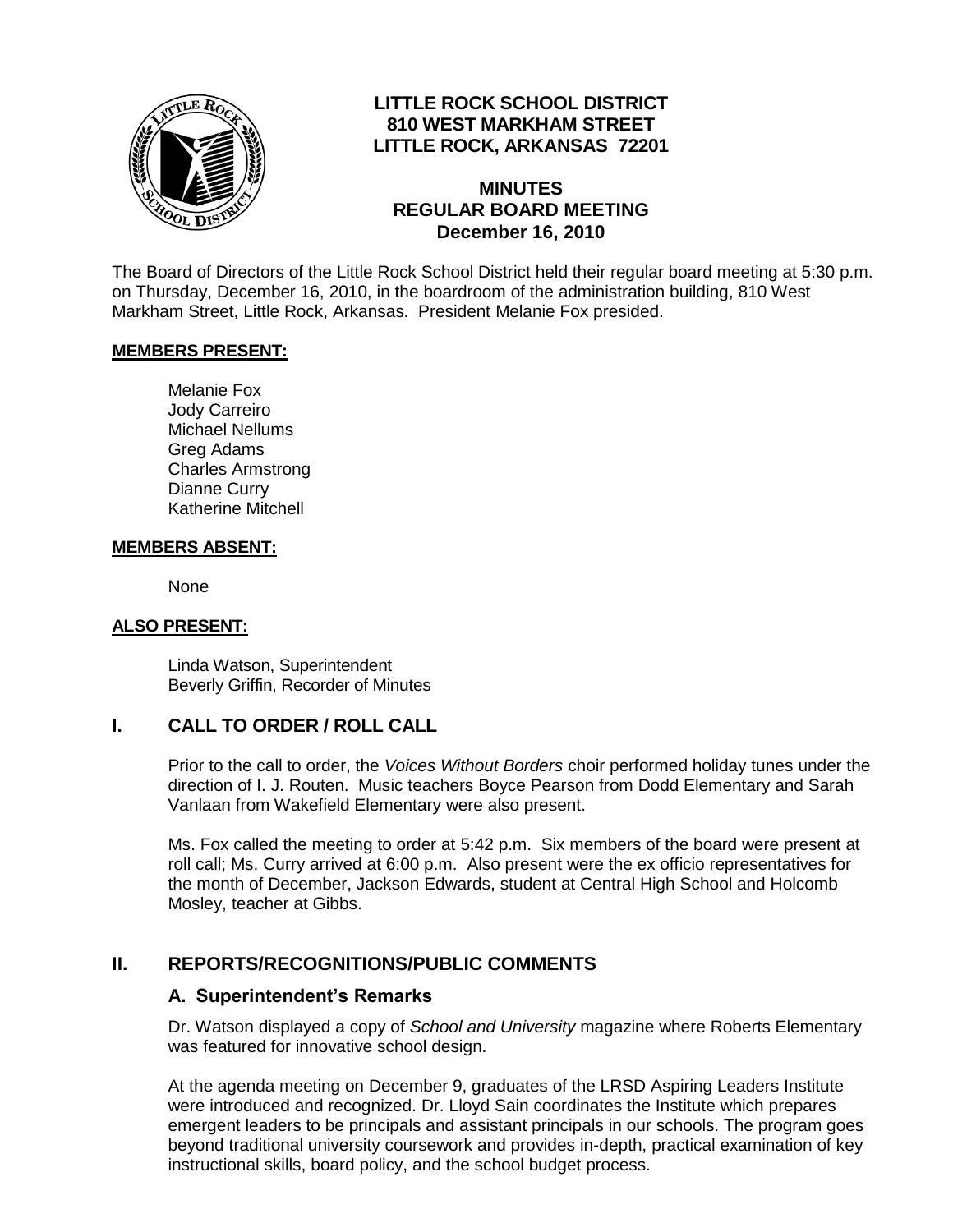# LITTLE ROCK SCHOOL DISTRICT
## 810 WEST MARKHAM STREET
## LITTLE ROCK, ARKANSAS 72201

## MINUTES
## REGULAR BOARD MEETING
## December 16, 2010

The Board of Directors of the Little Rock School District held their regular board meeting at 5:30 p.m. on Thursday, December 16, 2010, in the boardroom of the administration building, 810 West Markham Street, Little Rock, Arkansas. President Melanie Fox presided.

**MEMBERS PRESENT:**

Melanie Fox
Jody Carreiro
Michael Nellums
Greg Adams
Charles Armstrong
Dianne Curry
Katherine Mitchell

**MEMBERS ABSENT:**

None

**ALSO PRESENT:**

Linda Watson, Superintendent
Beverly Griffin, Recorder of Minutes

## I. CALL TO ORDER / ROLL CALL

Prior to the call to order, the *Voices Without Borders* choir performed holiday tunes under the direction of I. J. Routen. Music teachers Boyce Pearson from Dodd Elementary and Sarah Vanlaan from Wakefield Elementary were also present.

Ms. Fox called the meeting to order at 5:42 p.m. Six members of the board were present at roll call; Ms. Curry arrived at 6:00 p.m. Also present were the ex officio representatives for the month of December, Jackson Edwards, student at Central High School and Holcomb Mosley, teacher at Gibbs.

## II. REPORTS/RECOGNITIONS/PUBLIC COMMENTS

### A. Superintendent's Remarks

Dr. Watson displayed a copy of *School and University* magazine where Roberts Elementary was featured for innovative school design.

At the agenda meeting on December 9, graduates of the LRSD Aspiring Leaders Institute were introduced and recognized. Dr. Lloyd Sain coordinates the Institute which prepares emergent leaders to be principals and assistant principals in our schools. The program goes beyond traditional university coursework and provides in-depth, practical examination of key instructional skills, board policy, and the school budget process.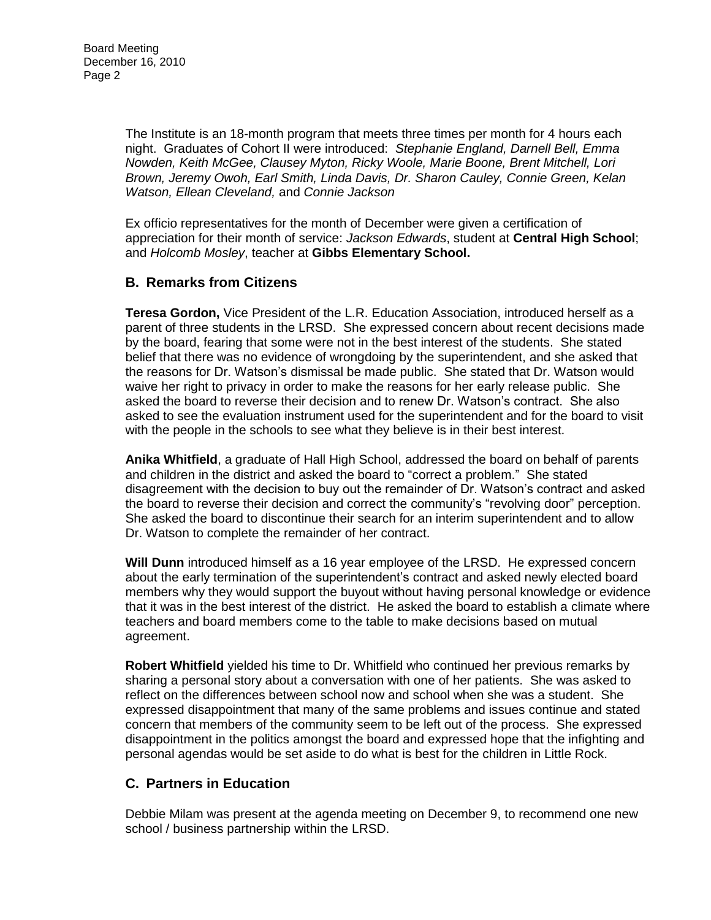The Institute is an 18-month program that meets three times per month for 4 hours each night. Graduates of Cohort II were introduced: *Stephanie England, Darnell Bell, Emma Nowden, Keith McGee, Clausey Myton, Ricky Woole, Marie Boone, Brent Mitchell, Lori Brown, Jeremy Owoh, Earl Smith, Linda Davis, Dr. Sharon Cauley, Connie Green, Kelan Watson, Ellean Cleveland,* and *Connie Jackson*

Ex officio representatives for the month of December were given a certification of appreciation for their month of service: *Jackson Edwards*, student at **Central High School**; and *Holcomb Mosley*, teacher at **Gibbs Elementary School.**

## B. Remarks from Citizens

**Teresa Gordon,** Vice President of the L.R. Education Association, introduced herself as a parent of three students in the LRSD. She expressed concern about recent decisions made by the board, fearing that some were not in the best interest of the students. She stated belief that there was no evidence of wrongdoing by the superintendent, and she asked that the reasons for Dr. Watson's dismissal be made public. She stated that Dr. Watson would waive her right to privacy in order to make the reasons for her early release public. She asked the board to reverse their decision and to renew Dr. Watson's contract. She also asked to see the evaluation instrument used for the superintendent and for the board to visit with the people in the schools to see what they believe is in their best interest.

**Anika Whitfield**, a graduate of Hall High School, addressed the board on behalf of parents and children in the district and asked the board to "correct a problem." She stated disagreement with the decision to buy out the remainder of Dr. Watson's contract and asked the board to reverse their decision and correct the community's "revolving door" perception. She asked the board to discontinue their search for an interim superintendent and to allow Dr. Watson to complete the remainder of her contract.

**Will Dunn** introduced himself as a 16 year employee of the LRSD. He expressed concern about the early termination of the superintendent's contract and asked newly elected board members why they would support the buyout without having personal knowledge or evidence that it was in the best interest of the district. He asked the board to establish a climate where teachers and board members come to the table to make decisions based on mutual agreement.

**Robert Whitfield** yielded his time to Dr. Whitfield who continued her previous remarks by sharing a personal story about a conversation with one of her patients. She was asked to reflect on the differences between school now and school when she was a student. She expressed disappointment that many of the same problems and issues continue and stated concern that members of the community seem to be left out of the process. She expressed disappointment in the politics amongst the board and expressed hope that the infighting and personal agendas would be set aside to do what is best for the children in Little Rock.

## C. Partners in Education

Debbie Milam was present at the agenda meeting on December 9, to recommend one new school / business partnership within the LRSD.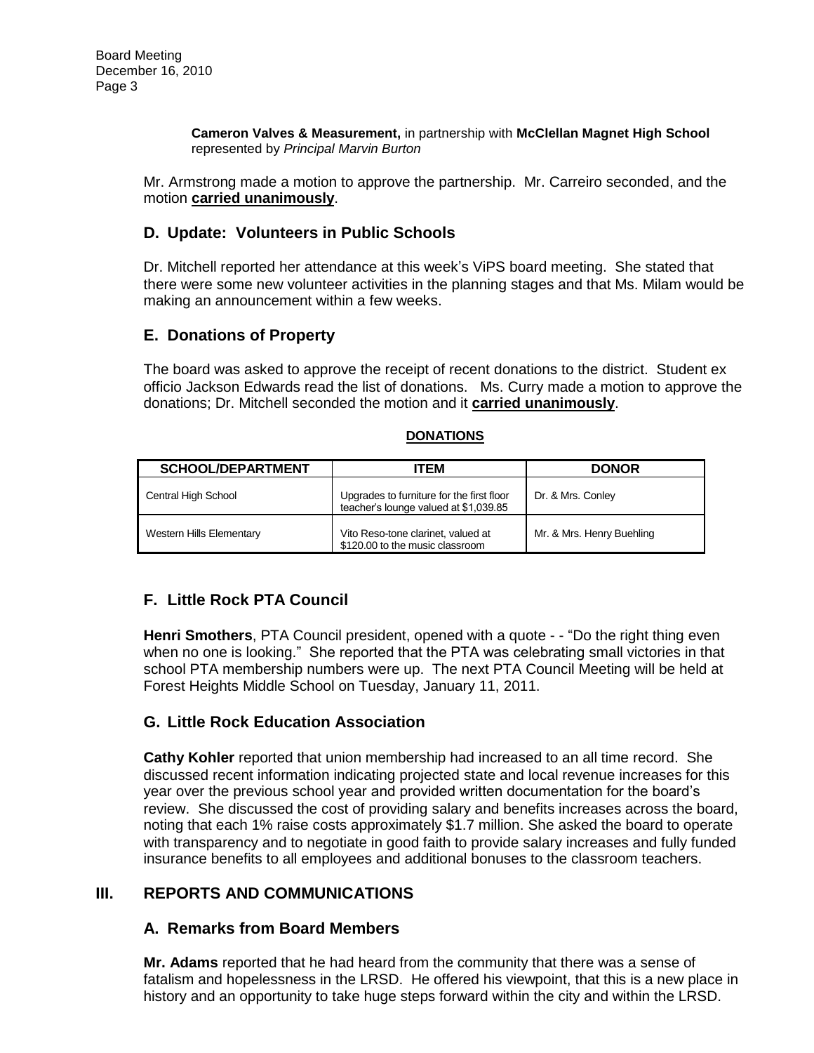**Cameron Valves & Measurement,** in partnership with **McClellan Magnet High School** represented by *Principal Marvin Burton*

Mr. Armstrong made a motion to approve the partnership. Mr. Carreiro seconded, and the motion **carried unanimously**.

## D. Update: Volunteers in Public Schools

Dr. Mitchell reported her attendance at this week's ViPS board meeting. She stated that there were some new volunteer activities in the planning stages and that Ms. Milam would be making an announcement within a few weeks.

## E. Donations of Property

The board was asked to approve the receipt of recent donations to the district. Student ex officio Jackson Edwards read the list of donations. Ms. Curry made a motion to approve the donations; Dr. Mitchell seconded the motion and it **carried unanimously**.

**DONATIONS**

| SCHOOL/DEPARTMENT | ITEM | DONOR |
|---|---|---|
| Central High School | Upgrades to furniture for the first floor teacher's lounge valued at $1,039.85 | Dr. & Mrs. Conley |
| Western Hills Elementary | Vito Reso-tone clarinet, valued at $120.00 to the music classroom | Mr. & Mrs. Henry Buehling |

## F. Little Rock PTA Council

**Henri Smothers**, PTA Council president, opened with a quote - - "Do the right thing even when no one is looking." She reported that the PTA was celebrating small victories in that school PTA membership numbers were up. The next PTA Council Meeting will be held at Forest Heights Middle School on Tuesday, January 11, 2011.

## G. Little Rock Education Association

**Cathy Kohler** reported that union membership had increased to an all time record. She discussed recent information indicating projected state and local revenue increases for this year over the previous school year and provided written documentation for the board's review. She discussed the cost of providing salary and benefits increases across the board, noting that each 1% raise costs approximately $1.7 million. She asked the board to operate with transparency and to negotiate in good faith to provide salary increases and fully funded insurance benefits to all employees and additional bonuses to the classroom teachers.

# III. REPORTS AND COMMUNICATIONS

## A. Remarks from Board Members

**Mr. Adams** reported that he had heard from the community that there was a sense of fatalism and hopelessness in the LRSD. He offered his viewpoint, that this is a new place in history and an opportunity to take huge steps forward within the city and within the LRSD.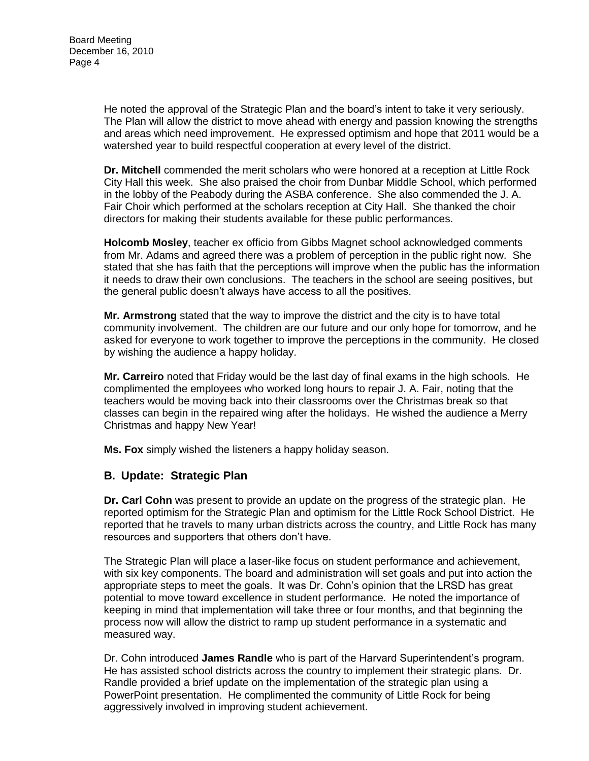He noted the approval of the Strategic Plan and the board's intent to take it very seriously. The Plan will allow the district to move ahead with energy and passion knowing the strengths and areas which need improvement. He expressed optimism and hope that 2011 would be a watershed year to build respectful cooperation at every level of the district.

**Dr. Mitchell** commended the merit scholars who were honored at a reception at Little Rock City Hall this week. She also praised the choir from Dunbar Middle School, which performed in the lobby of the Peabody during the ASBA conference. She also commended the J. A. Fair Choir which performed at the scholars reception at City Hall. She thanked the choir directors for making their students available for these public performances.

**Holcomb Mosley**, teacher ex officio from Gibbs Magnet school acknowledged comments from Mr. Adams and agreed there was a problem of perception in the public right now. She stated that she has faith that the perceptions will improve when the public has the information it needs to draw their own conclusions. The teachers in the school are seeing positives, but the general public doesn't always have access to all the positives.

**Mr. Armstrong** stated that the way to improve the district and the city is to have total community involvement. The children are our future and our only hope for tomorrow, and he asked for everyone to work together to improve the perceptions in the community. He closed by wishing the audience a happy holiday.

**Mr. Carreiro** noted that Friday would be the last day of final exams in the high schools. He complimented the employees who worked long hours to repair J. A. Fair, noting that the teachers would be moving back into their classrooms over the Christmas break so that classes can begin in the repaired wing after the holidays. He wished the audience a Merry Christmas and happy New Year!

**Ms. Fox** simply wished the listeners a happy holiday season.

## B. Update: Strategic Plan

**Dr. Carl Cohn** was present to provide an update on the progress of the strategic plan. He reported optimism for the Strategic Plan and optimism for the Little Rock School District. He reported that he travels to many urban districts across the country, and Little Rock has many resources and supporters that others don't have.

The Strategic Plan will place a laser-like focus on student performance and achievement, with six key components. The board and administration will set goals and put into action the appropriate steps to meet the goals. It was Dr. Cohn's opinion that the LRSD has great potential to move toward excellence in student performance. He noted the importance of keeping in mind that implementation will take three or four months, and that beginning the process now will allow the district to ramp up student performance in a systematic and measured way.

Dr. Cohn introduced **James Randle** who is part of the Harvard Superintendent's program. He has assisted school districts across the country to implement their strategic plans. Dr. Randle provided a brief update on the implementation of the strategic plan using a PowerPoint presentation. He complimented the community of Little Rock for being aggressively involved in improving student achievement.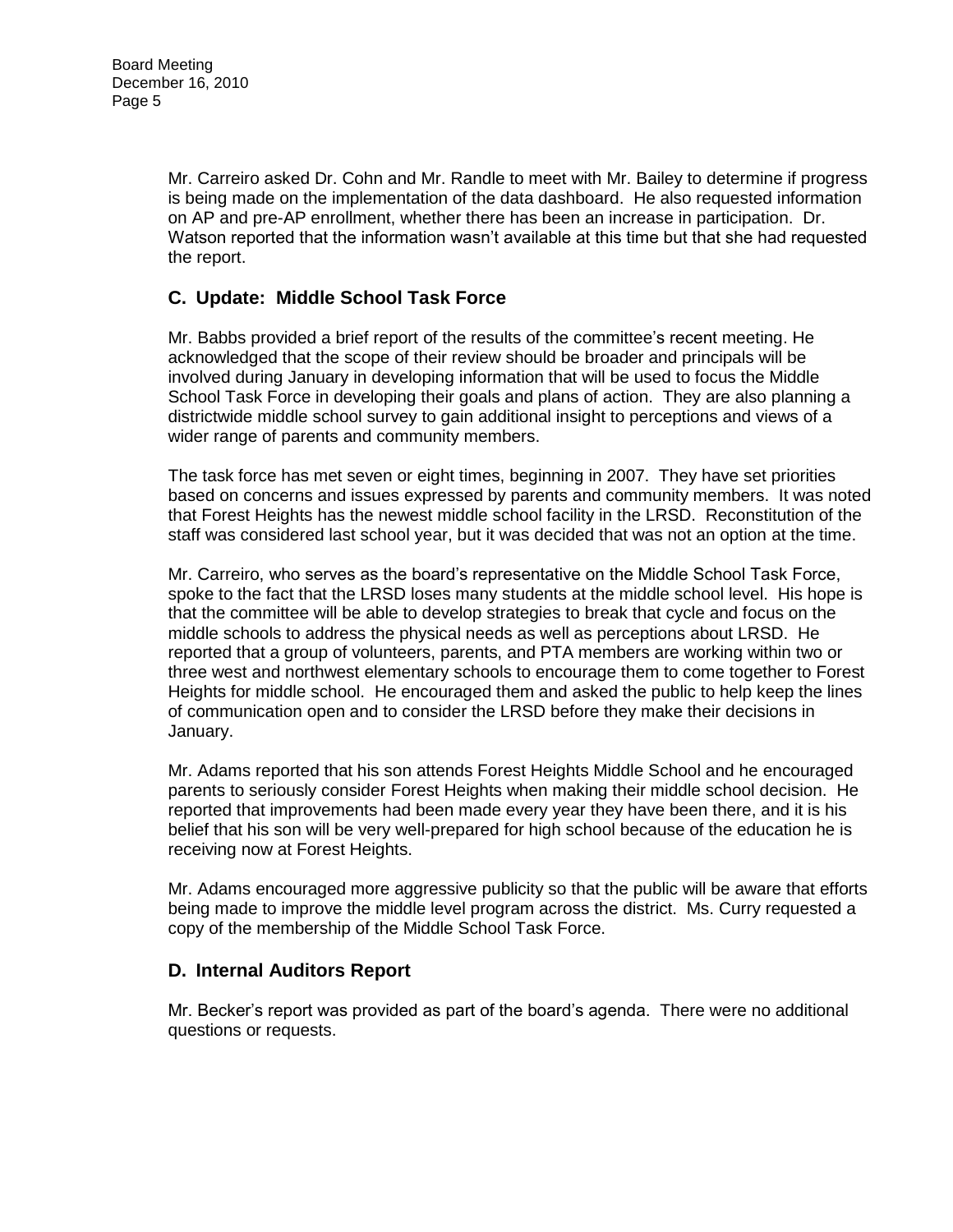Mr. Carreiro asked Dr. Cohn and Mr. Randle to meet with Mr. Bailey to determine if progress is being made on the implementation of the data dashboard. He also requested information on AP and pre-AP enrollment, whether there has been an increase in participation. Dr. Watson reported that the information wasn't available at this time but that she had requested the report.

## C. Update: Middle School Task Force

Mr. Babbs provided a brief report of the results of the committee's recent meeting. He acknowledged that the scope of their review should be broader and principals will be involved during January in developing information that will be used to focus the Middle School Task Force in developing their goals and plans of action. They are also planning a districtwide middle school survey to gain additional insight to perceptions and views of a wider range of parents and community members.

The task force has met seven or eight times, beginning in 2007. They have set priorities based on concerns and issues expressed by parents and community members. It was noted that Forest Heights has the newest middle school facility in the LRSD. Reconstitution of the staff was considered last school year, but it was decided that was not an option at the time.

Mr. Carreiro, who serves as the board's representative on the Middle School Task Force, spoke to the fact that the LRSD loses many students at the middle school level. His hope is that the committee will be able to develop strategies to break that cycle and focus on the middle schools to address the physical needs as well as perceptions about LRSD. He reported that a group of volunteers, parents, and PTA members are working within two or three west and northwest elementary schools to encourage them to come together to Forest Heights for middle school. He encouraged them and asked the public to help keep the lines of communication open and to consider the LRSD before they make their decisions in January.

Mr. Adams reported that his son attends Forest Heights Middle School and he encouraged parents to seriously consider Forest Heights when making their middle school decision. He reported that improvements had been made every year they have been there, and it is his belief that his son will be very well-prepared for high school because of the education he is receiving now at Forest Heights.

Mr. Adams encouraged more aggressive publicity so that the public will be aware that efforts being made to improve the middle level program across the district. Ms. Curry requested a copy of the membership of the Middle School Task Force.

## D. Internal Auditors Report

Mr. Becker's report was provided as part of the board's agenda. There were no additional questions or requests.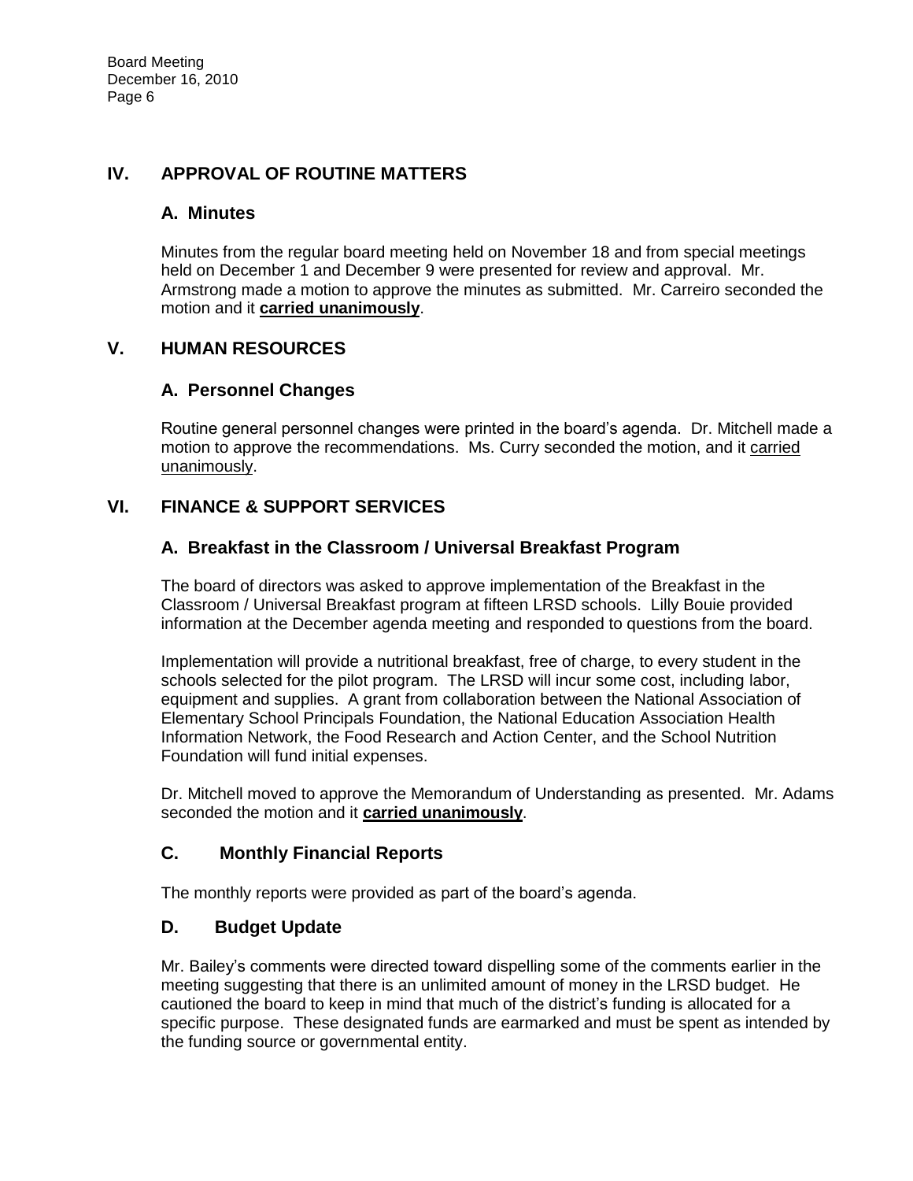## IV. APPROVAL OF ROUTINE MATTERS

### A. Minutes

Minutes from the regular board meeting held on November 18 and from special meetings held on December 1 and December 9 were presented for review and approval. Mr. Armstrong made a motion to approve the minutes as submitted. Mr. Carreiro seconded the motion and it **carried unanimously**.

## V. HUMAN RESOURCES

### A. Personnel Changes

Routine general personnel changes were printed in the board's agenda. Dr. Mitchell made a motion to approve the recommendations. Ms. Curry seconded the motion, and it carried unanimously.

## VI. FINANCE & SUPPORT SERVICES

### A. Breakfast in the Classroom / Universal Breakfast Program

The board of directors was asked to approve implementation of the Breakfast in the Classroom / Universal Breakfast program at fifteen LRSD schools. Lilly Bouie provided information at the December agenda meeting and responded to questions from the board.

Implementation will provide a nutritional breakfast, free of charge, to every student in the schools selected for the pilot program. The LRSD will incur some cost, including labor, equipment and supplies. A grant from collaboration between the National Association of Elementary School Principals Foundation, the National Education Association Health Information Network, the Food Research and Action Center, and the School Nutrition Foundation will fund initial expenses.

Dr. Mitchell moved to approve the Memorandum of Understanding as presented. Mr. Adams seconded the motion and it **carried unanimously**.

### C. Monthly Financial Reports

The monthly reports were provided as part of the board's agenda.

### D. Budget Update

Mr. Bailey's comments were directed toward dispelling some of the comments earlier in the meeting suggesting that there is an unlimited amount of money in the LRSD budget. He cautioned the board to keep in mind that much of the district's funding is allocated for a specific purpose. These designated funds are earmarked and must be spent as intended by the funding source or governmental entity.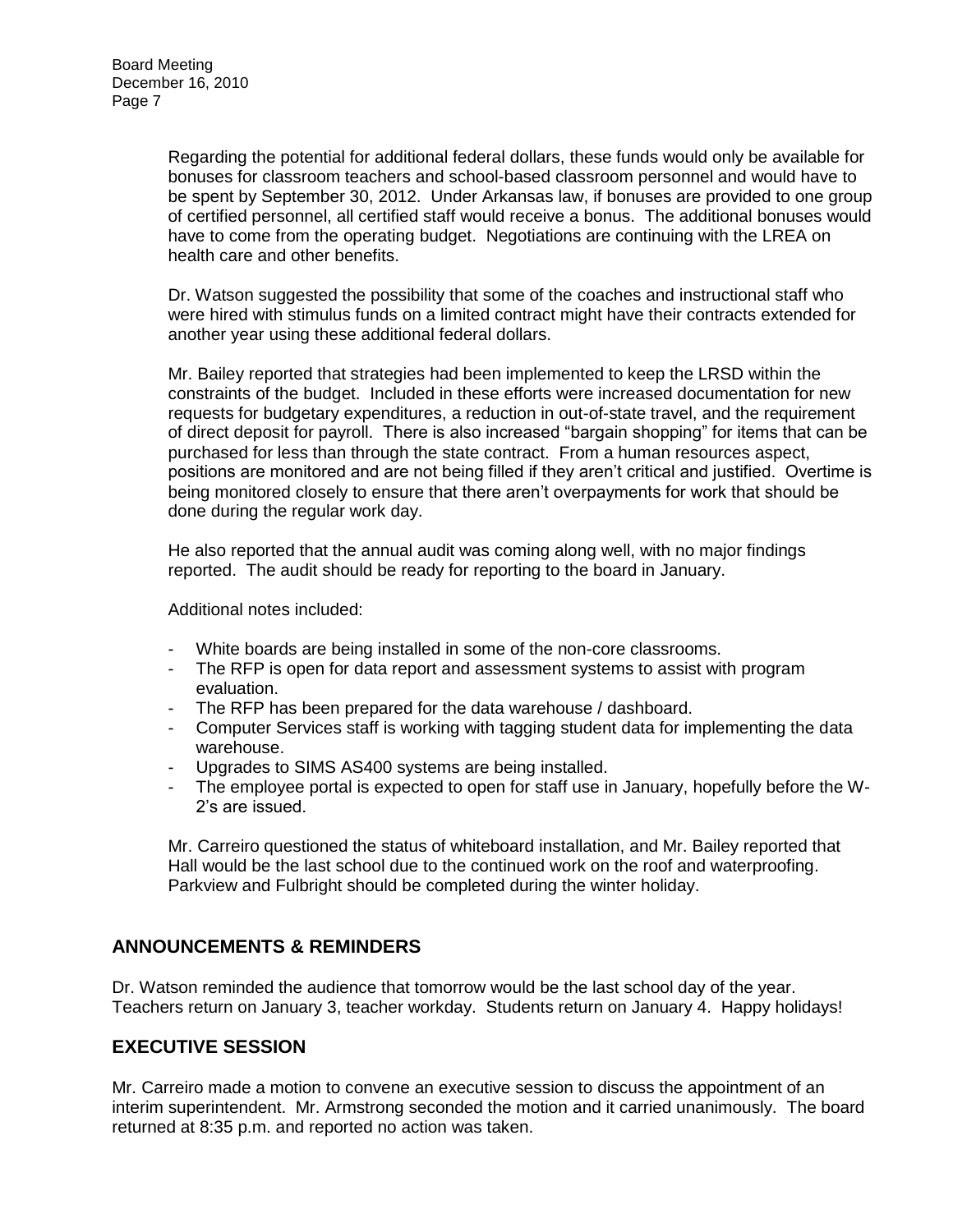Regarding the potential for additional federal dollars, these funds would only be available for bonuses for classroom teachers and school-based classroom personnel and would have to be spent by September 30, 2012. Under Arkansas law, if bonuses are provided to one group of certified personnel, all certified staff would receive a bonus. The additional bonuses would have to come from the operating budget. Negotiations are continuing with the LREA on health care and other benefits.

Dr. Watson suggested the possibility that some of the coaches and instructional staff who were hired with stimulus funds on a limited contract might have their contracts extended for another year using these additional federal dollars.

Mr. Bailey reported that strategies had been implemented to keep the LRSD within the constraints of the budget. Included in these efforts were increased documentation for new requests for budgetary expenditures, a reduction in out-of-state travel, and the requirement of direct deposit for payroll. There is also increased "bargain shopping" for items that can be purchased for less than through the state contract. From a human resources aspect, positions are monitored and are not being filled if they aren't critical and justified. Overtime is being monitored closely to ensure that there aren't overpayments for work that should be done during the regular work day.

He also reported that the annual audit was coming along well, with no major findings reported. The audit should be ready for reporting to the board in January.

Additional notes included:

- White boards are being installed in some of the non-core classrooms.
- The RFP is open for data report and assessment systems to assist with program evaluation.
- The RFP has been prepared for the data warehouse / dashboard.
- Computer Services staff is working with tagging student data for implementing the data warehouse.
- Upgrades to SIMS AS400 systems are being installed.
- The employee portal is expected to open for staff use in January, hopefully before the W-2's are issued.

Mr. Carreiro questioned the status of whiteboard installation, and Mr. Bailey reported that Hall would be the last school due to the continued work on the roof and waterproofing. Parkview and Fulbright should be completed during the winter holiday.

## ANNOUNCEMENTS & REMINDERS

Dr. Watson reminded the audience that tomorrow would be the last school day of the year. Teachers return on January 3, teacher workday. Students return on January 4. Happy holidays!

## EXECUTIVE SESSION

Mr. Carreiro made a motion to convene an executive session to discuss the appointment of an interim superintendent. Mr. Armstrong seconded the motion and it carried unanimously. The board returned at 8:35 p.m. and reported no action was taken.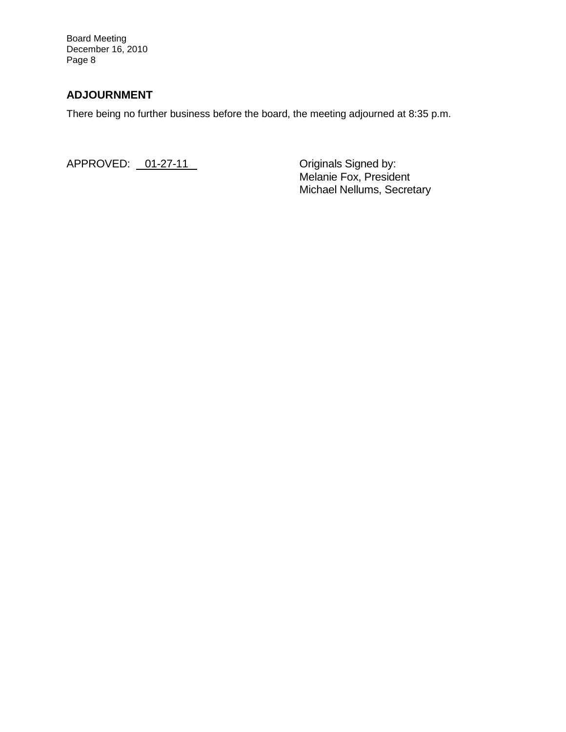## ADJOURNMENT

There being no further business before the board, the meeting adjourned at 8:35 p.m.

APPROVED: 01-27-11

Originals Signed by:
Melanie Fox, President
Michael Nellums, Secretary